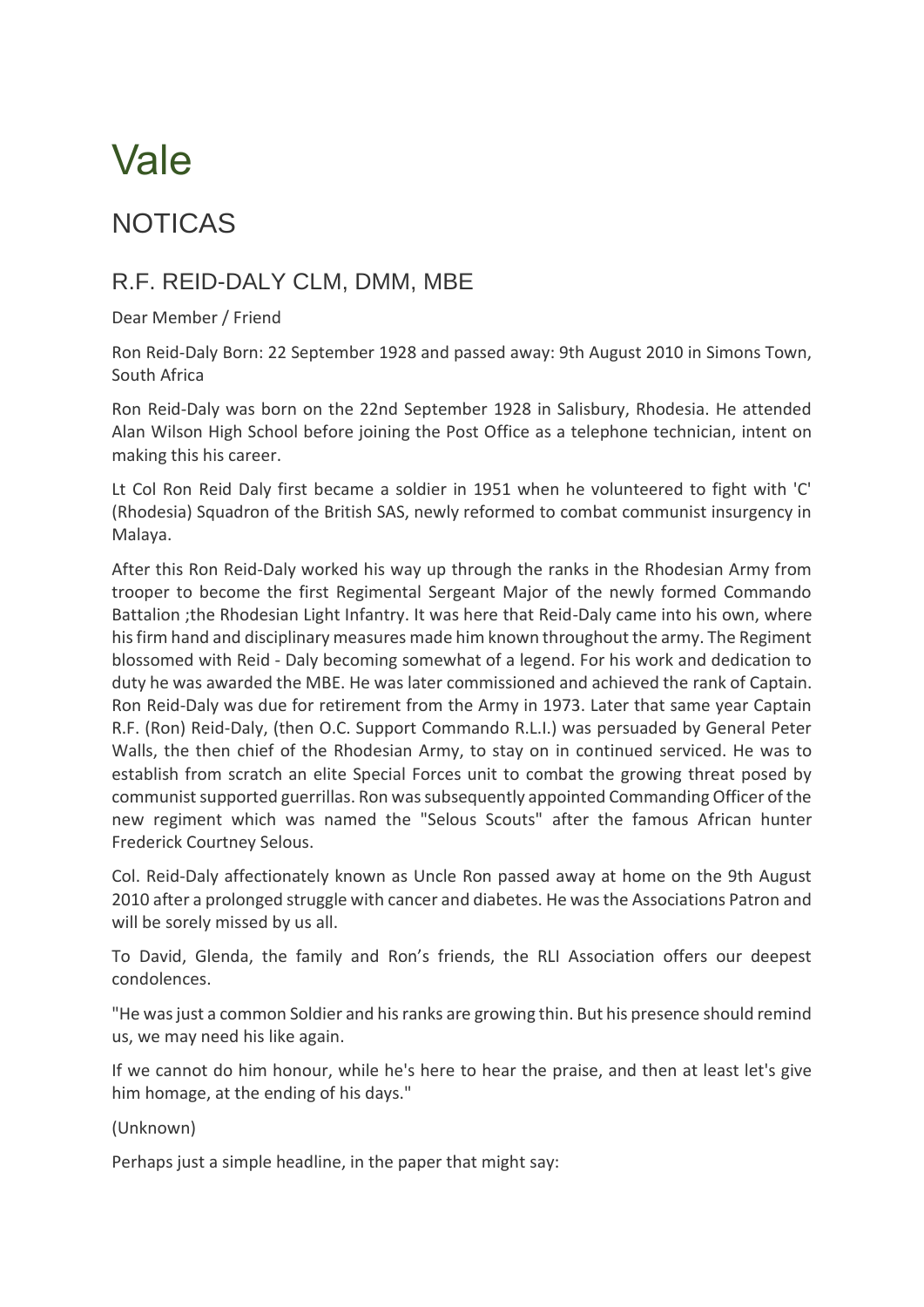# Vale

## NOTICAS

### R.F. REID-DALY CLM, DMM, MBE

Dear Member / Friend

Ron Reid-Daly Born: 22 September 1928 and passed away: 9th August 2010 in Simons Town, South Africa

Ron Reid-Daly was born on the 22nd September 1928 in Salisbury, Rhodesia. He attended Alan Wilson High School before joining the Post Office as a telephone technician, intent on making this his career.

Lt Col Ron Reid Daly first became a soldier in 1951 when he volunteered to fight with 'C' (Rhodesia) Squadron of the British SAS, newly reformed to combat communist insurgency in Malaya.

After this Ron Reid-Daly worked his way up through the ranks in the Rhodesian Army from trooper to become the first Regimental Sergeant Major of the newly formed Commando Battalion ;the Rhodesian Light Infantry. It was here that Reid-Daly came into his own, where his firm hand and disciplinary measures made him known throughout the army. The Regiment blossomed with Reid - Daly becoming somewhat of a legend. For his work and dedication to duty he was awarded the MBE. He was later commissioned and achieved the rank of Captain. Ron Reid-Daly was due for retirement from the Army in 1973. Later that same year Captain R.F. (Ron) Reid-Daly, (then O.C. Support Commando R.L.I.) was persuaded by General Peter Walls, the then chief of the Rhodesian Army, to stay on in continued serviced. He was to establish from scratch an elite Special Forces unit to combat the growing threat posed by communist supported guerrillas. Ron was subsequently appointed Commanding Officer of the new regiment which was named the "Selous Scouts" after the famous African hunter Frederick Courtney Selous.

Col. Reid-Daly affectionately known as Uncle Ron passed away at home on the 9th August 2010 after a prolonged struggle with cancer and diabetes. He was the Associations Patron and will be sorely missed by us all.

To David, Glenda, the family and Ron's friends, the RLI Association offers our deepest condolences.

"He was just a common Soldier and his ranks are growing thin. But his presence should remind us, we may need his like again.

If we cannot do him honour, while he's here to hear the praise, and then at least let's give him homage, at the ending of his days."

(Unknown)

Perhaps just a simple headline, in the paper that might say: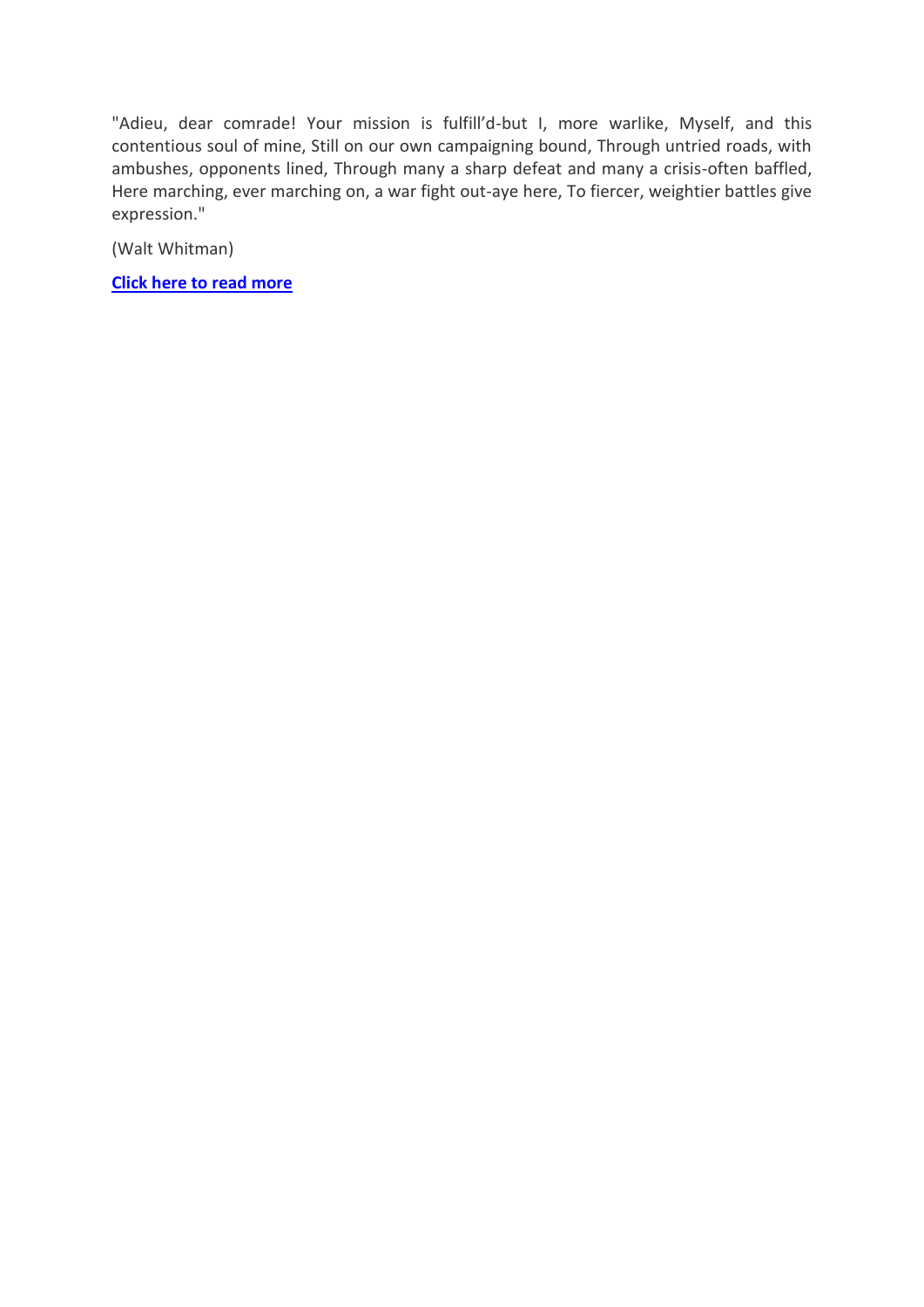"Adieu, dear comrade! Your mission is fulfill'd-but I, more warlike, Myself, and this contentious soul of mine, Still on our own campaigning bound, Through untried roads, with ambushes, opponents lined, Through many a sharp defeat and many a crisis-often baffled, Here marching, ever marching on, a war fight out-aye here, To fiercer, weightier battles give expression."

(Walt Whitman)

**Click here to read more**